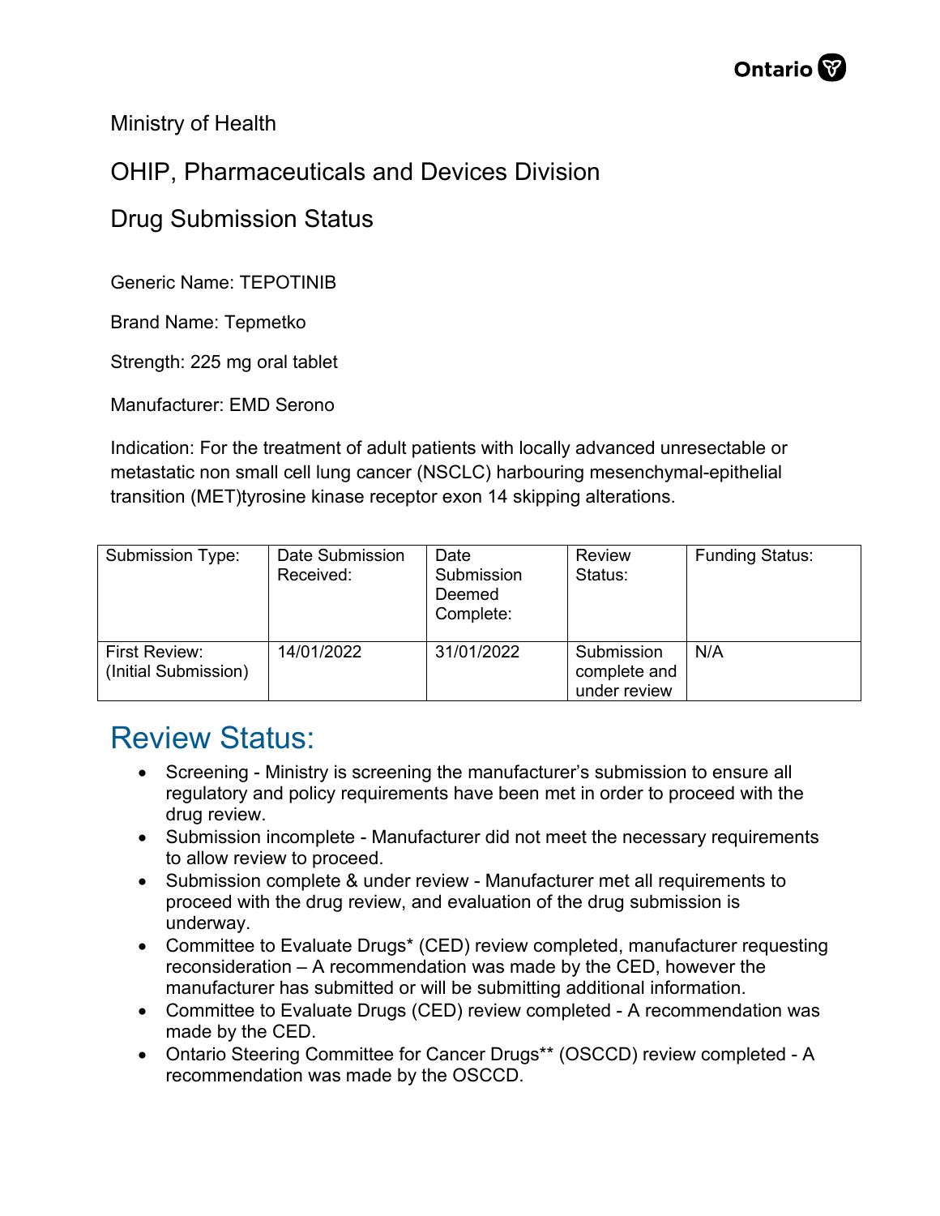Ministry of Health

OHIP, Pharmaceuticals and Devices Division

Drug Submission Status

Generic Name: TEPOTINIB

Brand Name: Tepmetko

Strength: 225 mg oral tablet

Manufacturer: EMD Serono

Indication: For the treatment of adult patients with locally advanced unresectable or metastatic non small cell lung cancer (NSCLC) harbouring mesenchymal-epithelial transition (MET)tyrosine kinase receptor exon 14 skipping alterations.

| Submission Type: | Date Submission Received: | Date Submission Deemed Complete: | Review Status: | Funding Status: |
|---|---|---|---|---|
| First Review: (Initial Submission) | 14/01/2022 | 31/01/2022 | Submission complete and under review | N/A |

# Review Status:

- Screening - Ministry is screening the manufacturer's submission to ensure all regulatory and policy requirements have been met in order to proceed with the drug review.
- Submission incomplete - Manufacturer did not meet the necessary requirements to allow review to proceed.
- Submission complete & under review - Manufacturer met all requirements to proceed with the drug review, and evaluation of the drug submission is underway.
- Committee to Evaluate Drugs* (CED) review completed, manufacturer requesting reconsideration – A recommendation was made by the CED, however the manufacturer has submitted or will be submitting additional information.
- Committee to Evaluate Drugs (CED) review completed - A recommendation was made by the CED.
- Ontario Steering Committee for Cancer Drugs** (OSCCD) review completed - A recommendation was made by the OSCCD.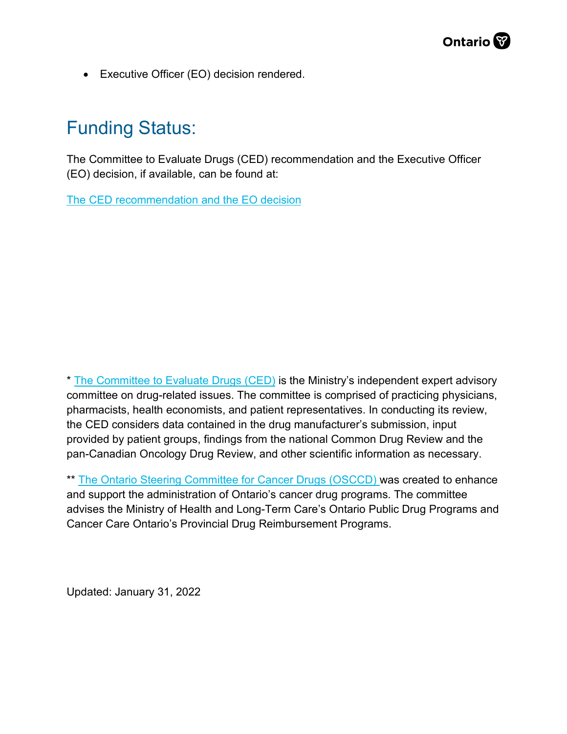- Executive Officer (EO) decision rendered.

## Funding Status:

The Committee to Evaluate Drugs (CED) recommendation and the Executive Officer (EO) decision, if available, can be found at:

The CED recommendation and the EO decision

* The Committee to Evaluate Drugs (CED) is the Ministry's independent expert advisory committee on drug-related issues. The committee is comprised of practicing physicians, pharmacists, health economists, and patient representatives. In conducting its review, the CED considers data contained in the drug manufacturer's submission, input provided by patient groups, findings from the national Common Drug Review and the pan-Canadian Oncology Drug Review, and other scientific information as necessary.

** The Ontario Steering Committee for Cancer Drugs (OSCCD) was created to enhance and support the administration of Ontario's cancer drug programs. The committee advises the Ministry of Health and Long-Term Care's Ontario Public Drug Programs and Cancer Care Ontario's Provincial Drug Reimbursement Programs.

Updated: January 31, 2022